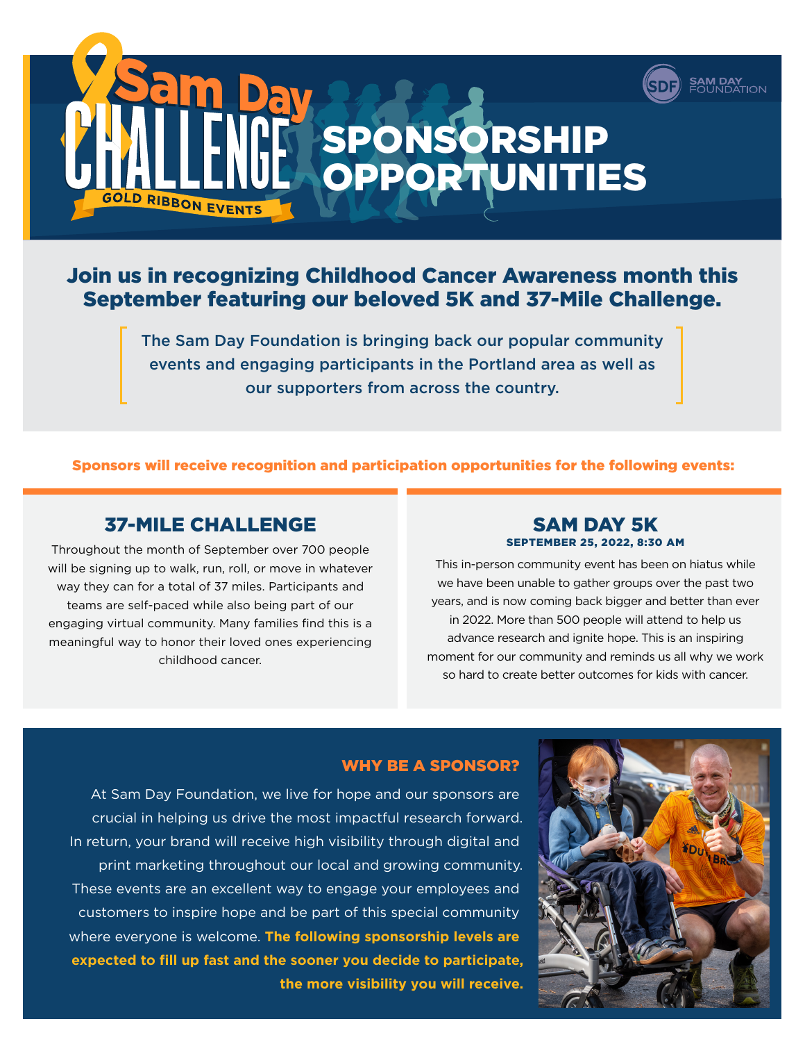# Sam Day CHALLENGE

GOLD RIBBON EVENTS

SAM DAY FOUNDATION

# SPONSORSHIP OPPORTUNITIES

## Join us in recognizing Childhood Cancer Awareness month this September featuring our beloved 5K and 37-Mile Challenge.

The Sam Day Foundation is bringing back our popular community events and engaging participants in the Portland area as well as our supporters from across the country.

**Sponsors will receive recognition and participation opportunities for the following events:**

## 37-MILE CHALLENGE

Throughout the month of September over 700 people will be signing up to walk, run, roll, or move in whatever way they can for a total of 37 miles. Participants and teams are self-paced while also being part of our engaging virtual community. Many families find this is a meaningful way to honor their loved ones experiencing childhood cancer.

## SAM DAY 5K

**SEPTEMBER 25, 2022, 8:30 AM**

This in-person community event has been on hiatus while we have been unable to gather groups over the past two years, and is now coming back bigger and better than ever in 2022. More than 500 people will attend to help us advance research and ignite hope. This is an inspiring moment for our community and reminds us all why we work so hard to create better outcomes for kids with cancer.

## WHY BE A SPONSOR?

At Sam Day Foundation, we live for hope and our sponsors are crucial in helping us drive the most impactful research forward. In return, your brand will receive high visibility through digital and print marketing throughout our local and growing community. These events are an excellent way to engage your employees and customers to inspire hope and be part of this special community where everyone is welcome. **The following sponsorship levels are expected to fill up fast and the sooner you decide to participate, the more visibility you will receive.**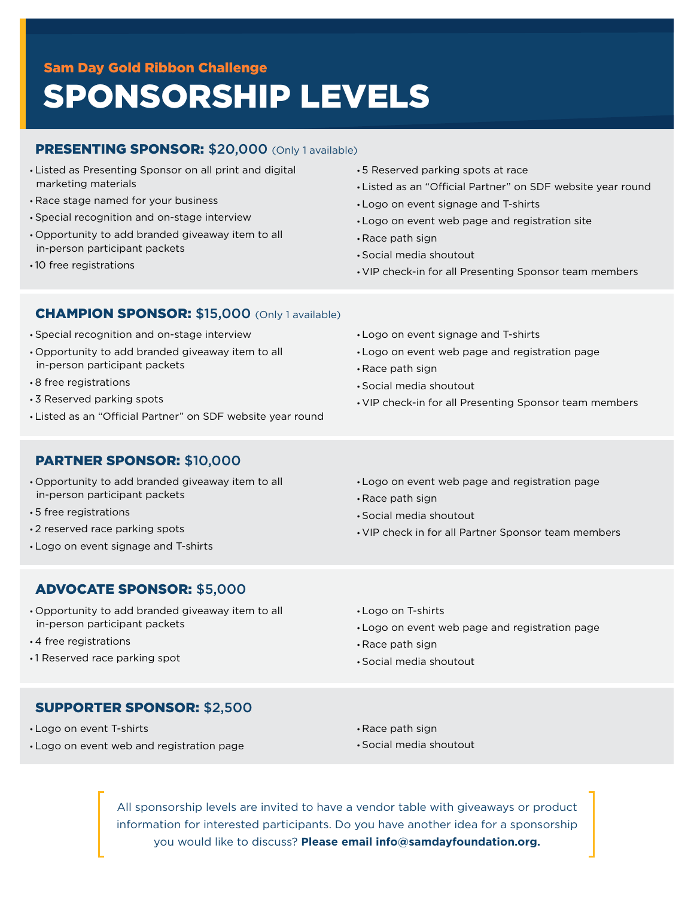### Sam Day Gold Ribbon Challenge

# SPONSORSHIP LEVELS

## PRESENTING SPONSOR: $20,000 (Only 1 available)

- Listed as Presenting Sponsor on all print and digital marketing materials
- Race stage named for your business
- Special recognition and on-stage interview
- Opportunity to add branded giveaway item to all in-person participant packets
- 10 free registrations
- 5 Reserved parking spots at race
- Listed as an “Official Partner” on SDF website year round
- Logo on event signage and T-shirts
- Logo on event web page and registration site
- Race path sign
- Social media shoutout
- VIP check-in for all Presenting Sponsor team members

## CHAMPION SPONSOR: $15,000 (Only 1 available)

- Special recognition and on-stage interview
- Opportunity to add branded giveaway item to all in-person participant packets
- 8 free registrations
- 3 Reserved parking spots
- Listed as an “Official Partner” on SDF website year round
- Logo on event signage and T-shirts
- Logo on event web page and registration page
- Race path sign
- Social media shoutout
- VIP check-in for all Presenting Sponsor team members

## PARTNER SPONSOR: $10,000

- Opportunity to add branded giveaway item to all in-person participant packets
- 5 free registrations
- 2 reserved race parking spots
- Logo on event signage and T-shirts
- Logo on event web page and registration page
- Race path sign
- Social media shoutout
- VIP check in for all Partner Sponsor team members

## ADVOCATE SPONSOR: $5,000

- Opportunity to add branded giveaway item to all in-person participant packets
- 4 free registrations
- 1 Reserved race parking spot
- Logo on T-shirts
- Logo on event web page and registration page
- Race path sign
- Social media shoutout

## SUPPORTER SPONSOR: $2,500

- Logo on event T-shirts
- Logo on event web and registration page
- Race path sign
- Social media shoutout

All sponsorship levels are invited to have a vendor table with giveaways or product information for interested participants. Do you have another idea for a sponsorship you would like to discuss? **Please email info@samdayfoundation.org.**